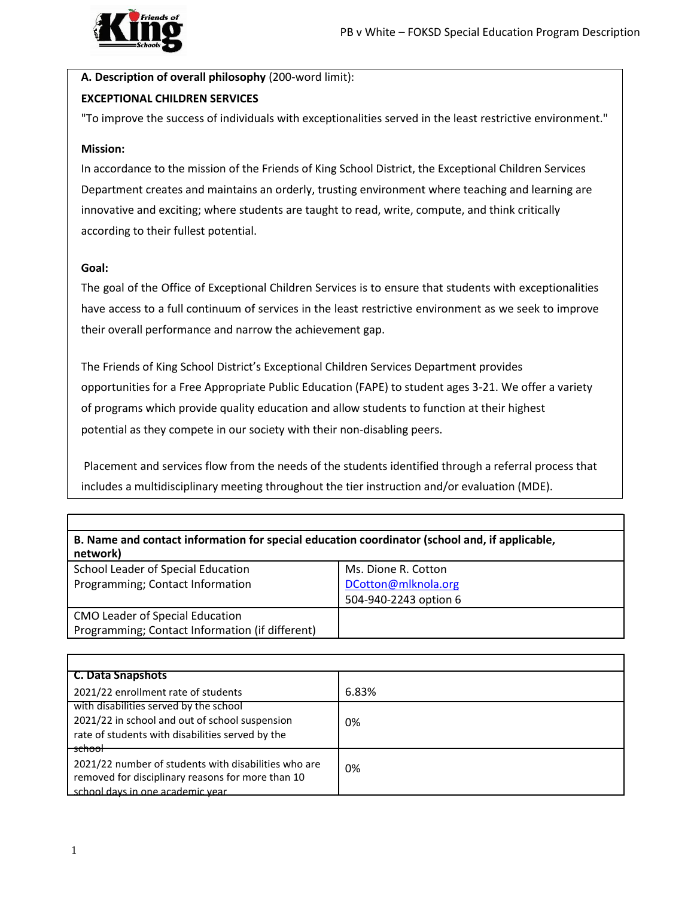**A. Description of overall philosophy** (200-word limit):

**EXCEPTIONAL CHILDREN SERVICES**

"To improve the success of individuals with exceptionalities served in the least restrictive environment."

**Mission:**

In accordance to the mission of the Friends of King School District, the Exceptional Children Services Department creates and maintains an orderly, trusting environment where teaching and learning are innovative and exciting; where students are taught to read, write, compute, and think critically according to their fullest potential.

**Goal:**

The goal of the Office of Exceptional Children Services is to ensure that students with exceptionalities have access to a full continuum of services in the least restrictive environment as we seek to improve their overall performance and narrow the achievement gap.

The Friends of King School District's Exceptional Children Services Department provides opportunities for a Free Appropriate Public Education (FAPE) to student ages 3-21. We offer a variety of programs which provide quality education and allow students to function at their highest potential as they compete in our society with their non-disabling peers.

Placement and services flow from the needs of the students identified through a referral process that includes a multidisciplinary meeting throughout the tier instruction and/or evaluation (MDE).

| **B. Name and contact information for special education coordinator (school and, if applicable, network)** | |
|---|---|
| School Leader of Special Education Programming; Contact Information | Ms. Dione R. Cotton<br>DCotton@mlknola.org<br>504-940-2243 option 6 |
| CMO Leader of Special Education Programming; Contact Information (if different) | |

| **C. Data Snapshots** | |
|---|---|
| 2021/22 enrollment rate of students with disabilities served by the school | 6.83% |
| 2021/22 in school and out of school suspension rate of students with disabilities served by the school | 0% |
| 2021/22 number of students with disabilities who are removed for disciplinary reasons for more than 10 school days in one academic year | 0% |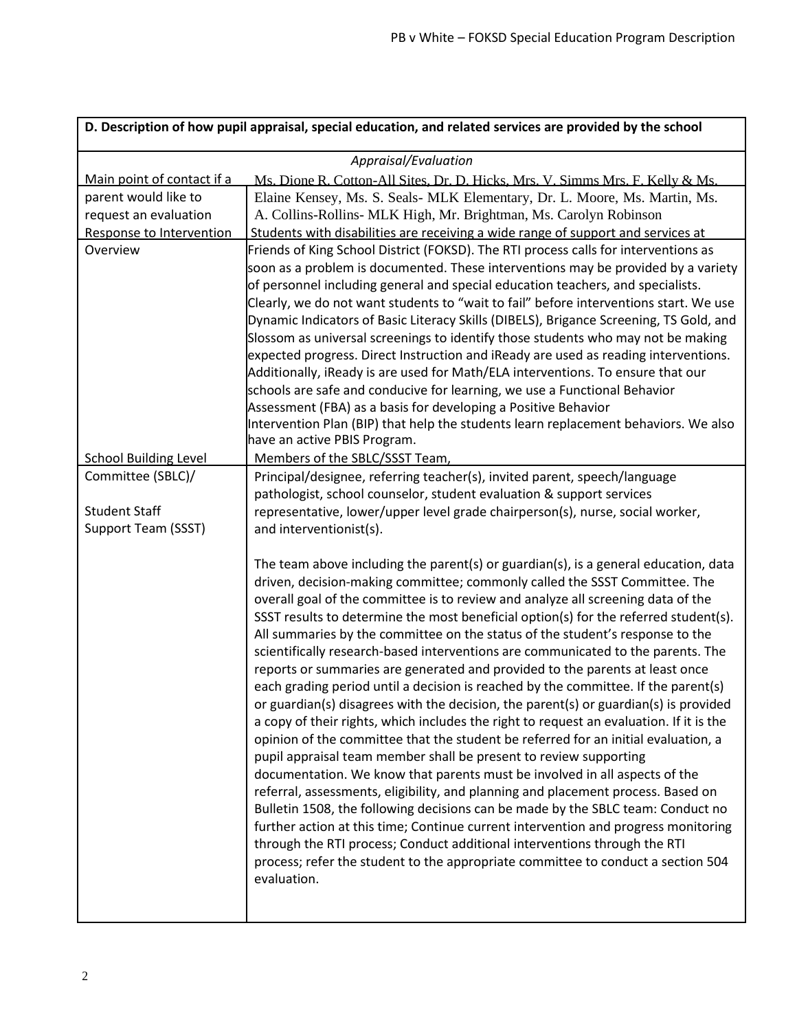| D. Description of how pupil appraisal, special education, and related services are provided by the school | |
|---|---|
| *Appraisal/Evaluation* | |
| Main point of contact if a parent would like to request an evaluation | Ms. Dione R. Cotton-All Sites, Dr. D. Hicks, Mrs. V. Simms Mrs. F. Kelly & Ms. Elaine Kensey, Ms. S. Seals- MLK Elementary, Dr. L. Moore, Ms. Martin, Ms. A. Collins-Rollins- MLK High, Mr. Brightman, Ms. Carolyn Robinson |
| Response to Intervention Overview | Students with disabilities are receiving a wide range of support and services at Friends of King School District (FOKSD). The RTI process calls for interventions as soon as a problem is documented. These interventions may be provided by a variety of personnel including general and special education teachers, and specialists. Clearly, we do not want students to "wait to fail" before interventions start. We use Dynamic Indicators of Basic Literacy Skills (DIBELS), Brigance Screening, TS Gold, and Slossom as universal screenings to identify those students who may not be making expected progress. Direct Instruction and iReady are used as reading interventions. Additionally, iReady is are used for Math/ELA interventions. To ensure that our schools are safe and conducive for learning, we use a Functional Behavior Assessment (FBA) as a basis for developing a Positive Behavior Intervention Plan (BIP) that help the students learn replacement behaviors. We also have an active PBIS Program. |
| School Building Level Committee (SBLC)/ Student Staff Support Team (SSST) | Members of the SBLC/SSST Team, Principal/designee, referring teacher(s), invited parent, speech/language pathologist, school counselor, student evaluation & support services representative, lower/upper level grade chairperson(s), nurse, social worker, and interventionist(s).<br><br>The team above including the parent(s) or guardian(s), is a general education, data driven, decision-making committee; commonly called the SSST Committee. The overall goal of the committee is to review and analyze all screening data of the SSST results to determine the most beneficial option(s) for the referred student(s). All summaries by the committee on the status of the student's response to the scientifically research-based interventions are communicated to the parents. The reports or summaries are generated and provided to the parents at least once each grading period until a decision is reached by the committee. If the parent(s) or guardian(s) disagrees with the decision, the parent(s) or guardian(s) is provided a copy of their rights, which includes the right to request an evaluation. If it is the opinion of the committee that the student be referred for an initial evaluation, a pupil appraisal team member shall be present to review supporting documentation. We know that parents must be involved in all aspects of the referral, assessments, eligibility, and planning and placement process. Based on Bulletin 1508, the following decisions can be made by the SBLC team: Conduct no further action at this time; Continue current intervention and progress monitoring through the RTI process; Conduct additional interventions through the RTI process; refer the student to the appropriate committee to conduct a section 504 evaluation. |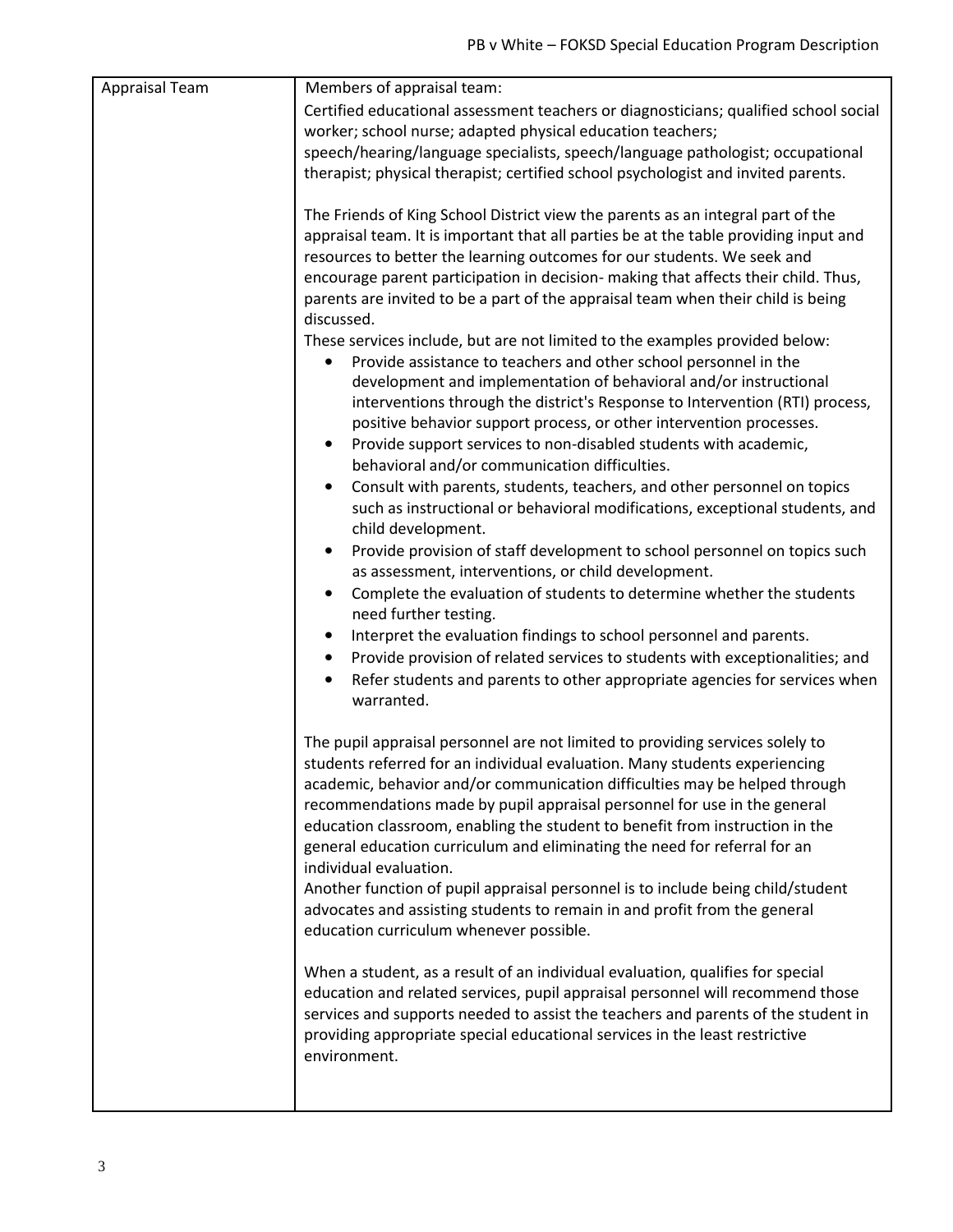| Appraisal Team | Members of appraisal team:<br>Certified educational assessment teachers or diagnosticians; qualified school social worker; school nurse; adapted physical education teachers; speech/hearing/language specialists, speech/language pathologist; occupational therapist; physical therapist; certified school psychologist and invited parents.<br><br>The Friends of King School District view the parents as an integral part of the appraisal team. It is important that all parties be at the table providing input and resources to better the learning outcomes for our students. We seek and encourage parent participation in decision- making that affects their child. Thus, parents are invited to be a part of the appraisal team when their child is being discussed.<br>These services include, but are not limited to the examples provided below:<br>• Provide assistance to teachers and other school personnel in the development and implementation of behavioral and/or instructional interventions through the district's Response to Intervention (RTI) process, positive behavior support process, or other intervention processes.<br>• Provide support services to non-disabled students with academic, behavioral and/or communication difficulties.<br>• Consult with parents, students, teachers, and other personnel on topics such as instructional or behavioral modifications, exceptional students, and child development.<br>• Provide provision of staff development to school personnel on topics such as assessment, interventions, or child development.<br>• Complete the evaluation of students to determine whether the students need further testing.<br>• Interpret the evaluation findings to school personnel and parents.<br>• Provide provision of related services to students with exceptionalities; and<br>• Refer students and parents to other appropriate agencies for services when warranted.<br><br>The pupil appraisal personnel are not limited to providing services solely to students referred for an individual evaluation. Many students experiencing academic, behavior and/or communication difficulties may be helped through recommendations made by pupil appraisal personnel for use in the general education classroom, enabling the student to benefit from instruction in the general education curriculum and eliminating the need for referral for an individual evaluation.<br>Another function of pupil appraisal personnel is to include being child/student advocates and assisting students to remain in and profit from the general education curriculum whenever possible.<br><br>When a student, as a result of an individual evaluation, qualifies for special education and related services, pupil appraisal personnel will recommend those services and supports needed to assist the teachers and parents of the student in providing appropriate special educational services in the least restrictive environment. |
|---|---|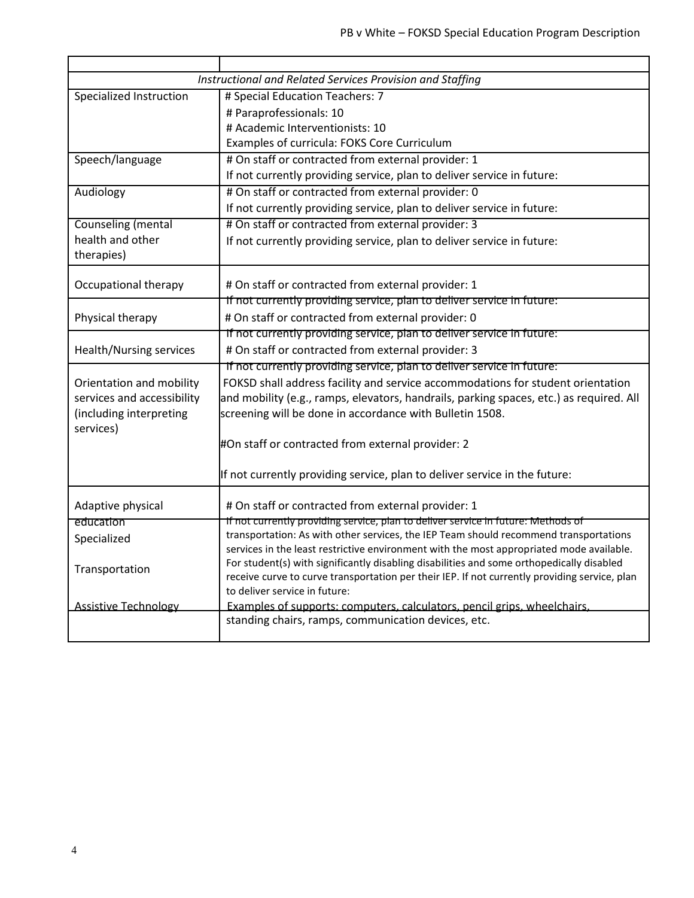| | |
|---|---|
| *Instructional and Related Services Provision and Staffing* | |
| Specialized Instruction | # Special Education Teachers: 7<br># Paraprofessionals: 10<br># Academic Interventionists: 10<br>Examples of curricula: FOKS Core Curriculum |
| Speech/language | # On staff or contracted from external provider: 1<br>If not currently providing service, plan to deliver service in future: |
| Audiology | # On staff or contracted from external provider: 0<br>If not currently providing service, plan to deliver service in future: |
| Counseling (mental health and other therapies) | # On staff or contracted from external provider: 3<br>If not currently providing service, plan to deliver service in future: |
| Occupational therapy | # On staff or contracted from external provider: 1<br>If not currently providing service, plan to deliver service in future: |
| Physical therapy | # On staff or contracted from external provider: 0<br>If not currently providing service, plan to deliver service in future: |
| Health/Nursing services | # On staff or contracted from external provider: 3<br>If not currently providing service, plan to deliver service in future: |
| Orientation and mobility services and accessibility (including interpreting services) | FOKSD shall address facility and service accommodations for student orientation and mobility (e.g., ramps, elevators, handrails, parking spaces, etc.) as required. All screening will be done in accordance with Bulletin 1508.<br><br>#On staff or contracted from external provider: 2<br><br>If not currently providing service, plan to deliver service in the future: |
| Adaptive physical education | # On staff or contracted from external provider: 1<br>If not currently providing service, plan to deliver service in future: |
| Specialized Transportation | Methods of transportation: As with other services, the IEP Team should recommend transportations services in the least restrictive environment with the most appropriated mode available. For student(s) with significantly disabling disabilities and some orthopedically disabled receive curve to curve transportation per their IEP. If not currently providing service, plan to deliver service in future: |
| Assistive Technology | Examples of supports: computers, calculators, pencil grips, wheelchairs, standing chairs, ramps, communication devices, etc. |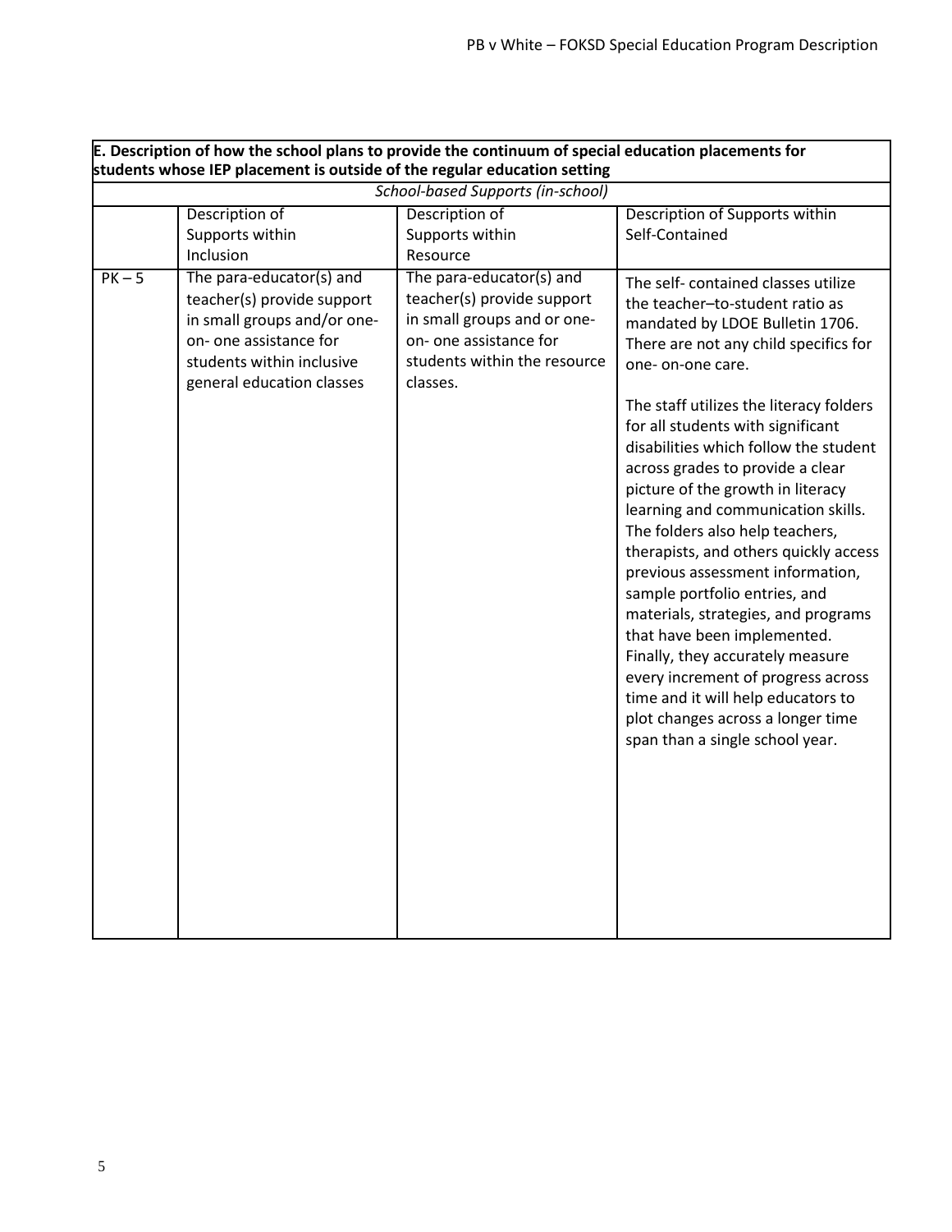| E. Description of how the school plans to provide the continuum of special education placements for students whose IEP placement is outside of the regular education setting | | | |
|---|---|---|---|
| *School-based Supports (in-school)* | | | |
| | Description of Supports within Inclusion | Description of Supports within Resource | Description of Supports within Self-Contained |
| PK – 5 | The para-educator(s) and teacher(s) provide support in small groups and/or one-on- one assistance for students within inclusive general education classes | The para-educator(s) and teacher(s) provide support in small groups and or one-on- one assistance for students within the resource classes. | The self- contained classes utilize the teacher–to-student ratio as mandated by LDOE Bulletin 1706. There are not any child specifics for one- on-one care.<br><br>The staff utilizes the literacy folders for all students with significant disabilities which follow the student across grades to provide a clear picture of the growth in literacy learning and communication skills. The folders also help teachers, therapists, and others quickly access previous assessment information, sample portfolio entries, and materials, strategies, and programs that have been implemented. Finally, they accurately measure every increment of progress across time and it will help educators to plot changes across a longer time span than a single school year. |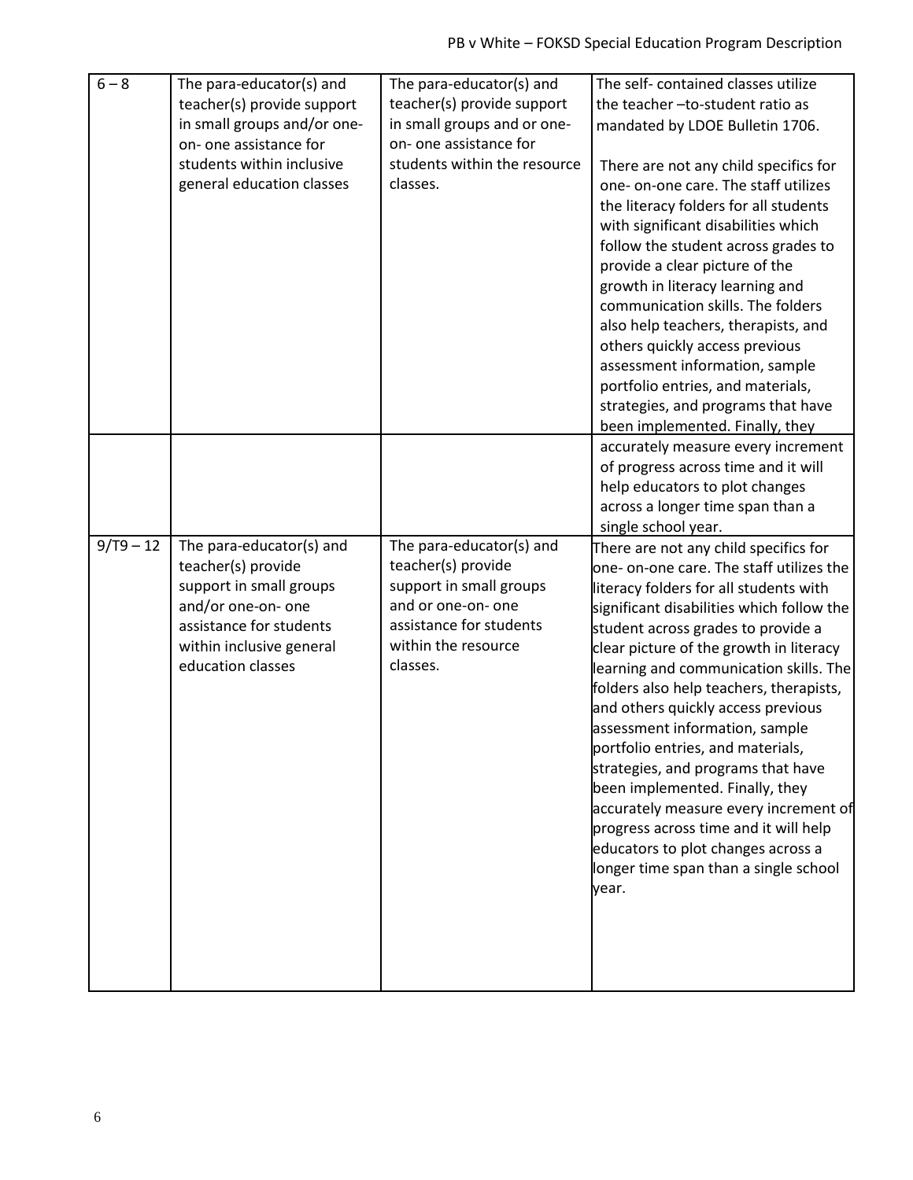| | | | |
|---|---|---|---|
| 6 – 8 | The para-educator(s) and teacher(s) provide support in small groups and/or one-on- one assistance for students within inclusive general education classes | The para-educator(s) and teacher(s) provide support in small groups and or one-on- one assistance for students within the resource classes. | The self- contained classes utilize the teacher –to-student ratio as mandated by LDOE Bulletin 1706. There are not any child specifics for one- on-one care. The staff utilizes the literacy folders for all students with significant disabilities which follow the student across grades to provide a clear picture of the growth in literacy learning and communication skills. The folders also help teachers, therapists, and others quickly access previous assessment information, sample portfolio entries, and materials, strategies, and programs that have been implemented. Finally, they accurately measure every increment of progress across time and it will help educators to plot changes across a longer time span than a single school year. |
| 9/T9 – 12 | The para-educator(s) and teacher(s) provide support in small groups and/or one-on- one assistance for students within inclusive general education classes | The para-educator(s) and teacher(s) provide support in small groups and or one-on- one assistance for students within the resource classes. | There are not any child specifics for one- on-one care. The staff utilizes the literacy folders for all students with significant disabilities which follow the student across grades to provide a clear picture of the growth in literacy learning and communication skills. The folders also help teachers, therapists, and others quickly access previous assessment information, sample portfolio entries, and materials, strategies, and programs that have been implemented. Finally, they accurately measure every increment of progress across time and it will help educators to plot changes across a longer time span than a single school year. |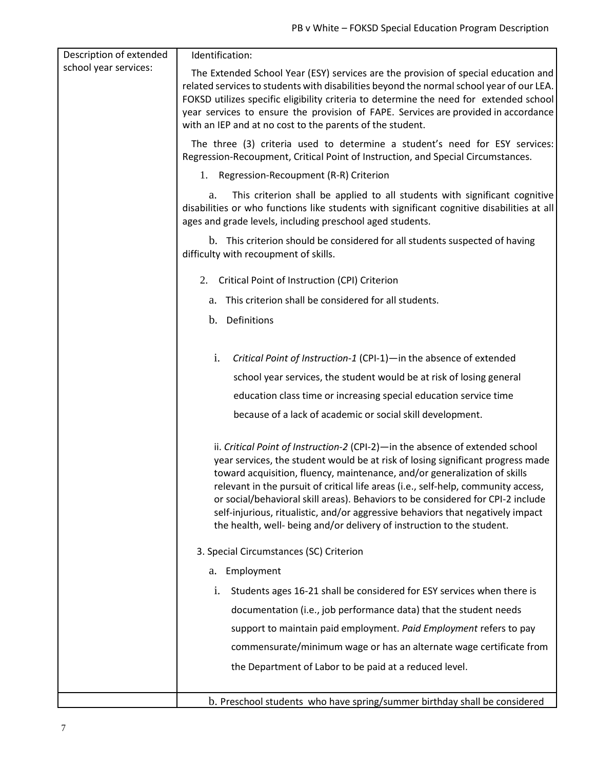| Description of extended school year services: | Identification:<br><br>The Extended School Year (ESY) services are the provision of special education and related services to students with disabilities beyond the normal school year of our LEA. FOKSD utilizes specific eligibility criteria to determine the need for extended school year services to ensure the provision of FAPE. Services are provided in accordance with an IEP and at no cost to the parents of the student.<br><br>The three (3) criteria used to determine a student's need for ESY services: Regression-Recoupment, Critical Point of Instruction, and Special Circumstances.<br><br>1. Regression-Recoupment (R-R) Criterion<br><br>a. This criterion shall be applied to all students with significant cognitive disabilities or who functions like students with significant cognitive disabilities at all ages and grade levels, including preschool aged students.<br><br>b. This criterion should be considered for all students suspected of having difficulty with recoupment of skills.<br><br>2. Critical Point of Instruction (CPI) Criterion<br><br>a. This criterion shall be considered for all students.<br><br>b. Definitions<br><br>i. *Critical Point of Instruction-1* (CPI-1)—in the absence of extended school year services, the student would be at risk of losing general education class time or increasing special education service time because of a lack of academic or social skill development.<br><br>ii. *Critical Point of Instruction-2* (CPI-2)—in the absence of extended school year services, the student would be at risk of losing significant progress made toward acquisition, fluency, maintenance, and/or generalization of skills relevant in the pursuit of critical life areas (i.e., self-help, community access, or social/behavioral skill areas). Behaviors to be considered for CPI-2 include self-injurious, ritualistic, and/or aggressive behaviors that negatively impact the health, well- being and/or delivery of instruction to the student.<br><br>3. Special Circumstances (SC) Criterion<br><br>a. Employment<br><br>i. Students ages 16-21 shall be considered for ESY services when there is documentation (i.e., job performance data) that the student needs support to maintain paid employment. *Paid Employment* refers to pay commensurate/minimum wage or has an alternate wage certificate from the Department of Labor to be paid at a reduced level. |
|---|---|
| | b. Preschool students who have spring/summer birthday shall be considered |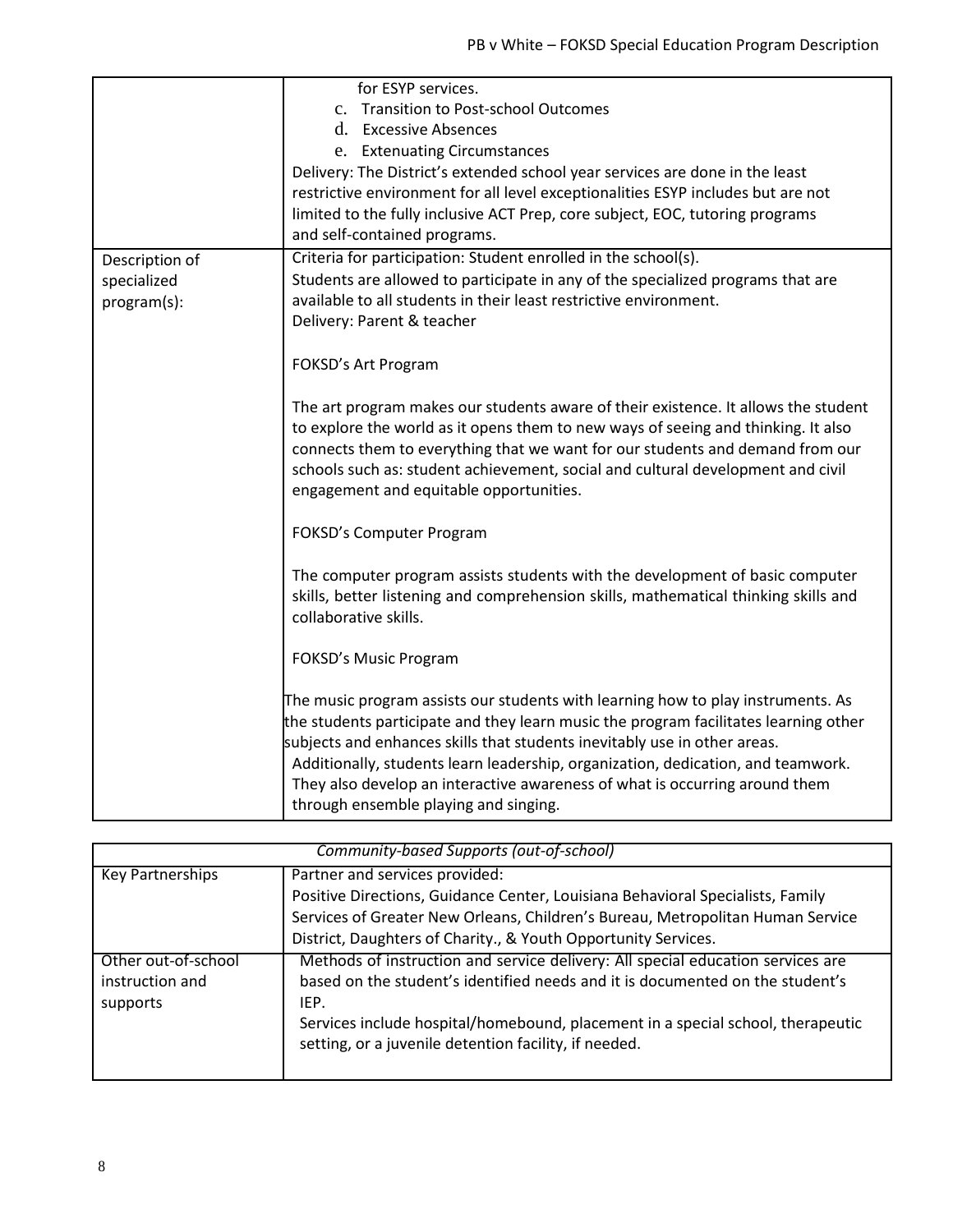| | |
|---|---|
| | for ESYP services.<br>c. Transition to Post-school Outcomes<br>d. Excessive Absences<br>e. Extenuating Circumstances<br>Delivery: The District's extended school year services are done in the least restrictive environment for all level exceptionalities ESYP includes but are not limited to the fully inclusive ACT Prep, core subject, EOC, tutoring programs and self-contained programs. |
| Description of specialized program(s): | Criteria for participation: Student enrolled in the school(s).<br>Students are allowed to participate in any of the specialized programs that are available to all students in their least restrictive environment.<br>Delivery: Parent & teacher<br><br>FOKSD's Art Program<br><br>The art program makes our students aware of their existence. It allows the student to explore the world as it opens them to new ways of seeing and thinking. It also connects them to everything that we want for our students and demand from our schools such as: student achievement, social and cultural development and civil engagement and equitable opportunities.<br><br>FOKSD's Computer Program<br><br>The computer program assists students with the development of basic computer skills, better listening and comprehension skills, mathematical thinking skills and collaborative skills.<br><br>FOKSD's Music Program<br><br>The music program assists our students with learning how to play instruments. As the students participate and they learn music the program facilitates learning other subjects and enhances skills that students inevitably use in other areas. Additionally, students learn leadership, organization, dedication, and teamwork. They also develop an interactive awareness of what is occurring around them through ensemble playing and singing. |

| *Community-based Supports (out-of-school)* | |
|---|---|
| Key Partnerships | Partner and services provided:<br>Positive Directions, Guidance Center, Louisiana Behavioral Specialists, Family Services of Greater New Orleans, Children's Bureau, Metropolitan Human Service District, Daughters of Charity., & Youth Opportunity Services. |
| Other out-of-school instruction and supports | Methods of instruction and service delivery: All special education services are based on the student's identified needs and it is documented on the student's IEP.<br>Services include hospital/homebound, placement in a special school, therapeutic setting, or a juvenile detention facility, if needed. |